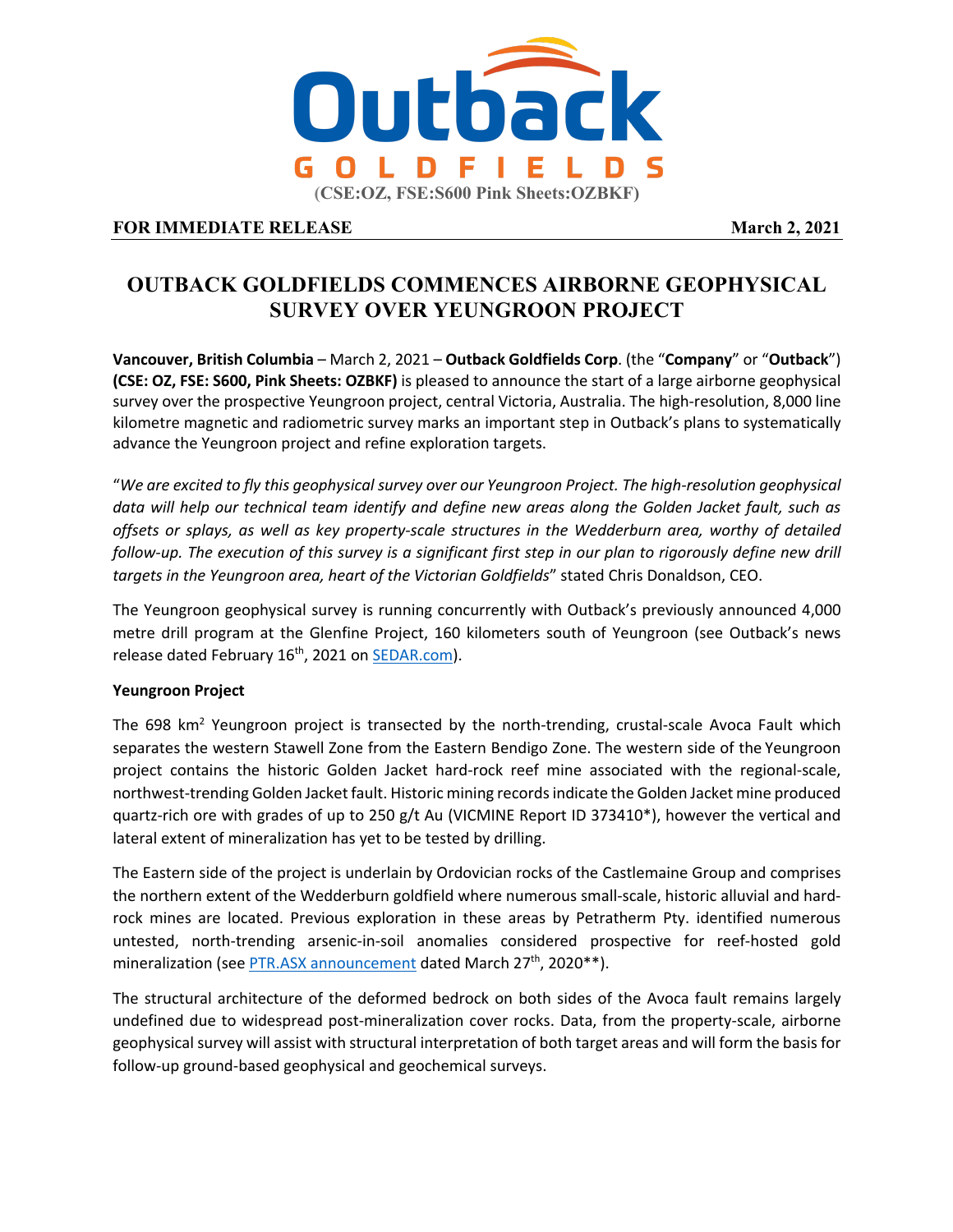**Outback GOLDFIELDS**

(CSE:OZ, FSE:S600 Pink Sheets:OZBKF)

**FOR IMMEDIATE RELEASE** **March 2, 2021**

# OUTBACK GOLDFIELDS COMMENCES AIRBORNE GEOPHYSICAL SURVEY OVER YEUNGROON PROJECT

**Vancouver, British Columbia** – March 2, 2021 – **Outback Goldfields Corp**. (the "**Company**" or "**Outback**") **(CSE: OZ, FSE: S600, Pink Sheets: OZBKF)** is pleased to announce the start of a large airborne geophysical survey over the prospective Yeungroon project, central Victoria, Australia. The high-resolution, 8,000 line kilometre magnetic and radiometric survey marks an important step in Outback's plans to systematically advance the Yeungroon project and refine exploration targets.

"*We are excited to fly this geophysical survey over our Yeungroon Project. The high-resolution geophysical data will help our technical team identify and define new areas along the Golden Jacket fault, such as offsets or splays, as well as key property-scale structures in the Wedderburn area, worthy of detailed follow-up. The execution of this survey is a significant first step in our plan to rigorously define new drill targets in the Yeungroon area, heart of the Victorian Goldfields*" stated Chris Donaldson, CEO.

The Yeungroon geophysical survey is running concurrently with Outback's previously announced 4,000 metre drill program at the Glenfine Project, 160 kilometers south of Yeungroon (see Outback's news release dated February 16th, 2021 on [SEDAR.com](SEDAR.com)).

**Yeungroon Project**

The 698 km$^2$ Yeungroon project is transected by the north-trending, crustal-scale Avoca Fault which separates the western Stawell Zone from the Eastern Bendigo Zone. The western side of the Yeungroon project contains the historic Golden Jacket hard-rock reef mine associated with the regional-scale, northwest-trending Golden Jacket fault. Historic mining records indicate the Golden Jacket mine produced quartz-rich ore with grades of up to 250 g/t Au (VICMINE Report ID 373410*), however the vertical and lateral extent of mineralization has yet to be tested by drilling.

The Eastern side of the project is underlain by Ordovician rocks of the Castlemaine Group and comprises the northern extent of the Wedderburn goldfield where numerous small-scale, historic alluvial and hard-rock mines are located. Previous exploration in these areas by Petratherm Pty. identified numerous untested, north-trending arsenic-in-soil anomalies considered prospective for reef-hosted gold mineralization (see PTR.ASX announcement dated March 27th, 2020**).

The structural architecture of the deformed bedrock on both sides of the Avoca fault remains largely undefined due to widespread post-mineralization cover rocks. Data, from the property-scale, airborne geophysical survey will assist with structural interpretation of both target areas and will form the basis for follow-up ground-based geophysical and geochemical surveys.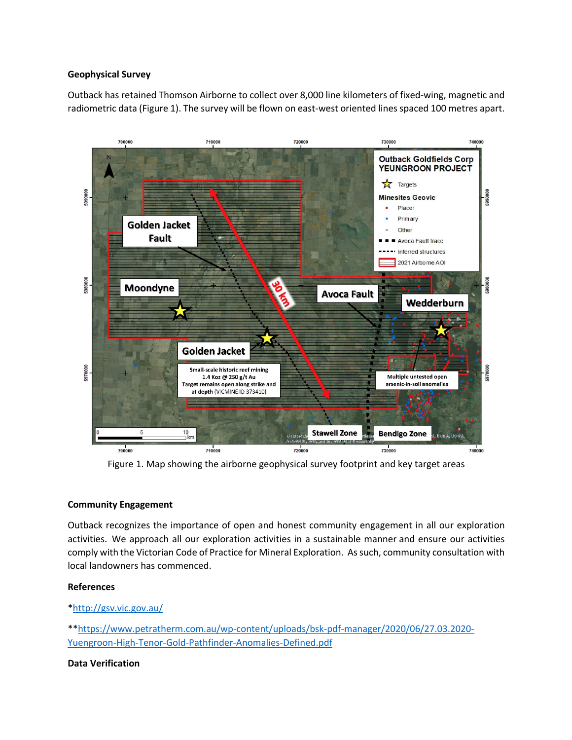**Geophysical Survey**

Outback has retained Thomson Airborne to collect over 8,000 line kilometers of fixed-wing, magnetic and radiometric data (Figure 1). The survey will be flown on east-west oriented lines spaced 100 metres apart.

Figure 1. Map showing the airborne geophysical survey footprint and key target areas

**Community Engagement**

Outback recognizes the importance of open and honest community engagement in all our exploration activities. We approach all our exploration activities in a sustainable manner and ensure our activities comply with the Victorian Code of Practice for Mineral Exploration. As such, community consultation with local landowners has commenced.

**References**

*http://gsv.vic.gov.au/

**https://www.petratherm.com.au/wp-content/uploads/bsk-pdf-manager/2020/06/27.03.2020-Yuengroon-High-Tenor-Gold-Pathfinder-Anomalies-Defined.pdf

**Data Verification**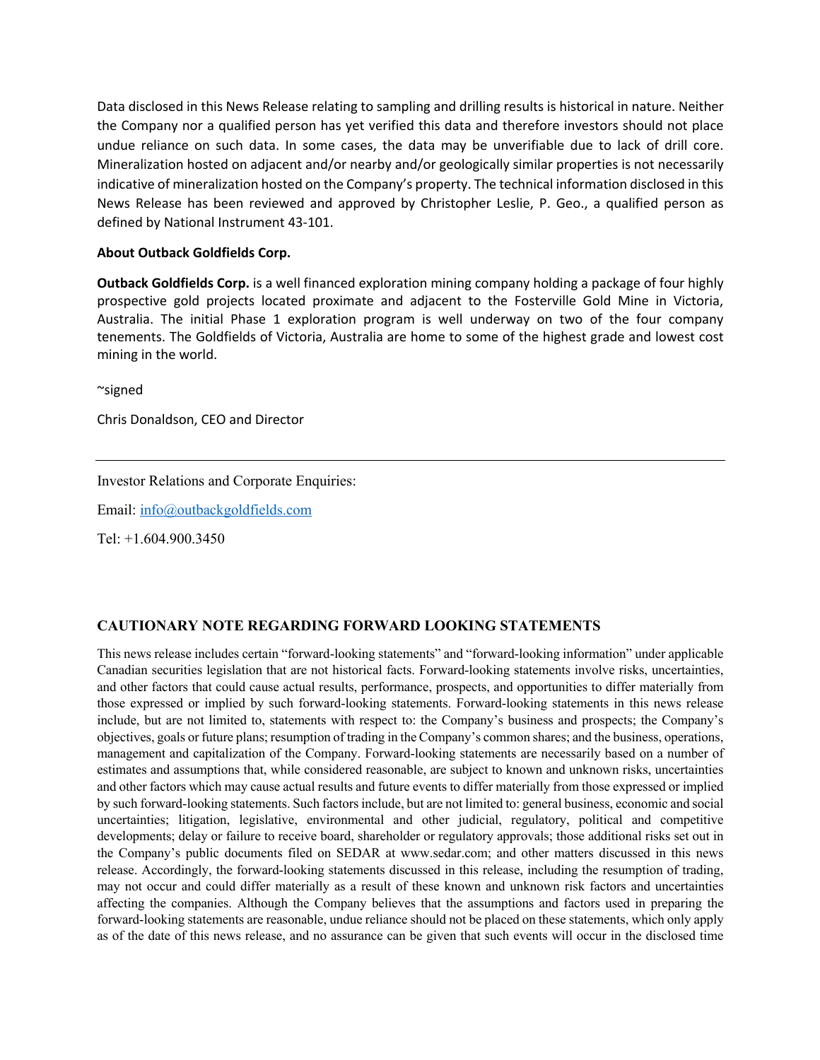Data disclosed in this News Release relating to sampling and drilling results is historical in nature. Neither the Company nor a qualified person has yet verified this data and therefore investors should not place undue reliance on such data. In some cases, the data may be unverifiable due to lack of drill core. Mineralization hosted on adjacent and/or nearby and/or geologically similar properties is not necessarily indicative of mineralization hosted on the Company's property. The technical information disclosed in this News Release has been reviewed and approved by Christopher Leslie, P. Geo., a qualified person as defined by National Instrument 43-101.

**About Outback Goldfields Corp.**

**Outback Goldfields Corp.** is a well financed exploration mining company holding a package of four highly prospective gold projects located proximate and adjacent to the Fosterville Gold Mine in Victoria, Australia. The initial Phase 1 exploration program is well underway on two of the four company tenements. The Goldfields of Victoria, Australia are home to some of the highest grade and lowest cost mining in the world.

~signed

Chris Donaldson, CEO and Director

---

Investor Relations and Corporate Enquiries:

Email: info@outbackgoldfields.com

Tel: +1.604.900.3450

## CAUTIONARY NOTE REGARDING FORWARD LOOKING STATEMENTS

This news release includes certain "forward-looking statements" and "forward-looking information" under applicable Canadian securities legislation that are not historical facts. Forward-looking statements involve risks, uncertainties, and other factors that could cause actual results, performance, prospects, and opportunities to differ materially from those expressed or implied by such forward-looking statements. Forward-looking statements in this news release include, but are not limited to, statements with respect to: the Company's business and prospects; the Company's objectives, goals or future plans; resumption of trading in the Company's common shares; and the business, operations, management and capitalization of the Company. Forward-looking statements are necessarily based on a number of estimates and assumptions that, while considered reasonable, are subject to known and unknown risks, uncertainties and other factors which may cause actual results and future events to differ materially from those expressed or implied by such forward-looking statements. Such factors include, but are not limited to: general business, economic and social uncertainties; litigation, legislative, environmental and other judicial, regulatory, political and competitive developments; delay or failure to receive board, shareholder or regulatory approvals; those additional risks set out in the Company's public documents filed on SEDAR at www.sedar.com; and other matters discussed in this news release. Accordingly, the forward-looking statements discussed in this release, including the resumption of trading, may not occur and could differ materially as a result of these known and unknown risk factors and uncertainties affecting the companies. Although the Company believes that the assumptions and factors used in preparing the forward-looking statements are reasonable, undue reliance should not be placed on these statements, which only apply as of the date of this news release, and no assurance can be given that such events will occur in the disclosed time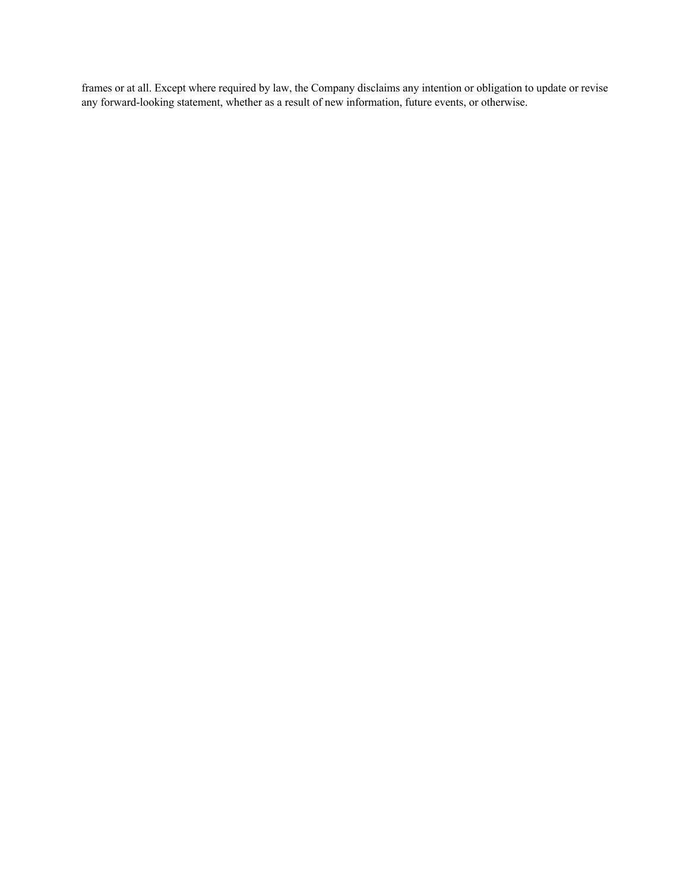frames or at all. Except where required by law, the Company disclaims any intention or obligation to update or revise any forward-looking statement, whether as a result of new information, future events, or otherwise.